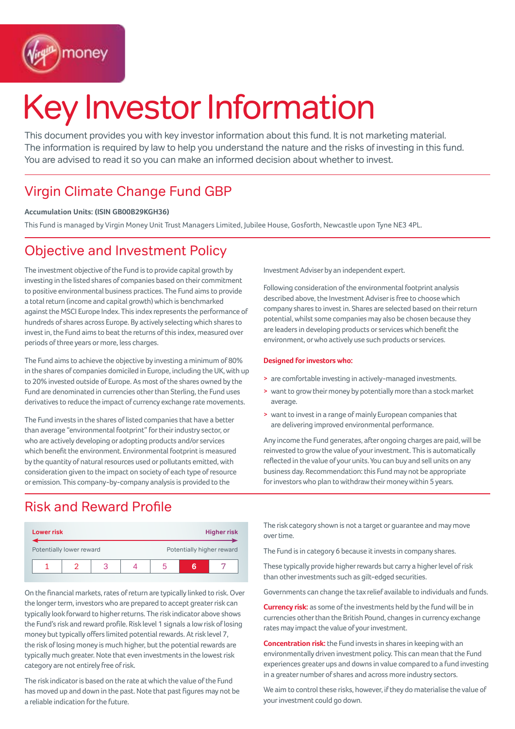# Key Investor Information

This document provides you with key investor information about this fund. It is not marketing material. The information is required by law to help you understand the nature and the risks of investing in this fund. You are advised to read it so you can make an informed decision about whether to invest.

## Virgin Climate Change Fund GBP

**Accumulation Units: (ISIN GB00B29KGH36)**

This Fund is managed by Virgin Money Unit Trust Managers Limited, Jubilee House, Gosforth, Newcastle upon Tyne NE3 4PL.

## Objective and Investment Policy

The investment objective of the Fund is to provide capital growth by investing in the listed shares of companies based on their commitment to positive environmental business practices. The Fund aims to provide a total return (income and capital growth) which is benchmarked against the MSCI Europe Index. This index represents the performance of hundreds of shares across Europe. By actively selecting which shares to invest in, the Fund aims to beat the returns of this index, measured over periods of three years or more, less charges.

The Fund aims to achieve the objective by investing a minimum of 80% in the shares of companies domiciled in Europe, including the UK, with up to 20% invested outside of Europe. As most of the shares owned by the Fund are denominated in currencies other than Sterling, the Fund uses derivatives to reduce the impact of currency exchange rate movements.

The Fund invests in the shares of listed companies that have a better than average "environmental footprint" for their industry sector, or who are actively developing or adopting products and/or services which benefit the environment. Environmental footprint is measured by the quantity of natural resources used or pollutants emitted, with consideration given to the impact on society of each type of resource or emission. This company-by-company analysis is provided to the Investment Adviser by an independent expert.

Following consideration of the environmental footprint analysis described above, the Investment Adviser is free to choose which company shares to invest in. Shares are selected based on their return potential, whilst some companies may also be chosen because they are leaders in developing products or services which benefit the environment, or who actively use such products or services.

**Designed for investors who:**

> are comfortable investing in actively-managed investments.
> want to grow their money by potentially more than a stock market average.
> want to invest in a range of mainly European companies that are delivering improved environmental performance.

Any income the Fund generates, after ongoing charges are paid, will be reinvested to grow the value of your investment. This is automatically reflected in the value of your units. You can buy and sell units on any business day. Recommendation: this Fund may not be appropriate for investors who plan to withdraw their money within 5 years.

## Risk and Reward Profile

| Lower risk | | | | | | Higher risk |
|---|---|---|---|---|---|---|
| Potentially lower reward | | | | | | Potentially higher reward |
| 1 | 2 | 3 | 4 | 5 | **6** | 7 |

On the financial markets, rates of return are typically linked to risk. Over the longer term, investors who are prepared to accept greater risk can typically look forward to higher returns. The risk indicator above shows the Fund's risk and reward profile. Risk level 1 signals a low risk of losing money but typically offers limited potential rewards. At risk level 7, the risk of losing money is much higher, but the potential rewards are typically much greater. Note that even investments in the lowest risk category are not entirely free of risk.

The risk indicator is based on the rate at which the value of the Fund has moved up and down in the past. Note that past figures may not be a reliable indication for the future.

The risk category shown is not a target or guarantee and may move over time.

The Fund is in category 6 because it invests in company shares.

These typically provide higher rewards but carry a higher level of risk than other investments such as gilt-edged securities.

Governments can change the tax relief available to individuals and funds.

**Currency risk:** as some of the investments held by the fund will be in currencies other than the British Pound, changes in currency exchange rates may impact the value of your investment.

**Concentration risk:** the Fund invests in shares in keeping with an environmentally driven investment policy. This can mean that the Fund experiences greater ups and downs in value compared to a fund investing in a greater number of shares and across more industry sectors.

We aim to control these risks, however, if they do materialise the value of your investment could go down.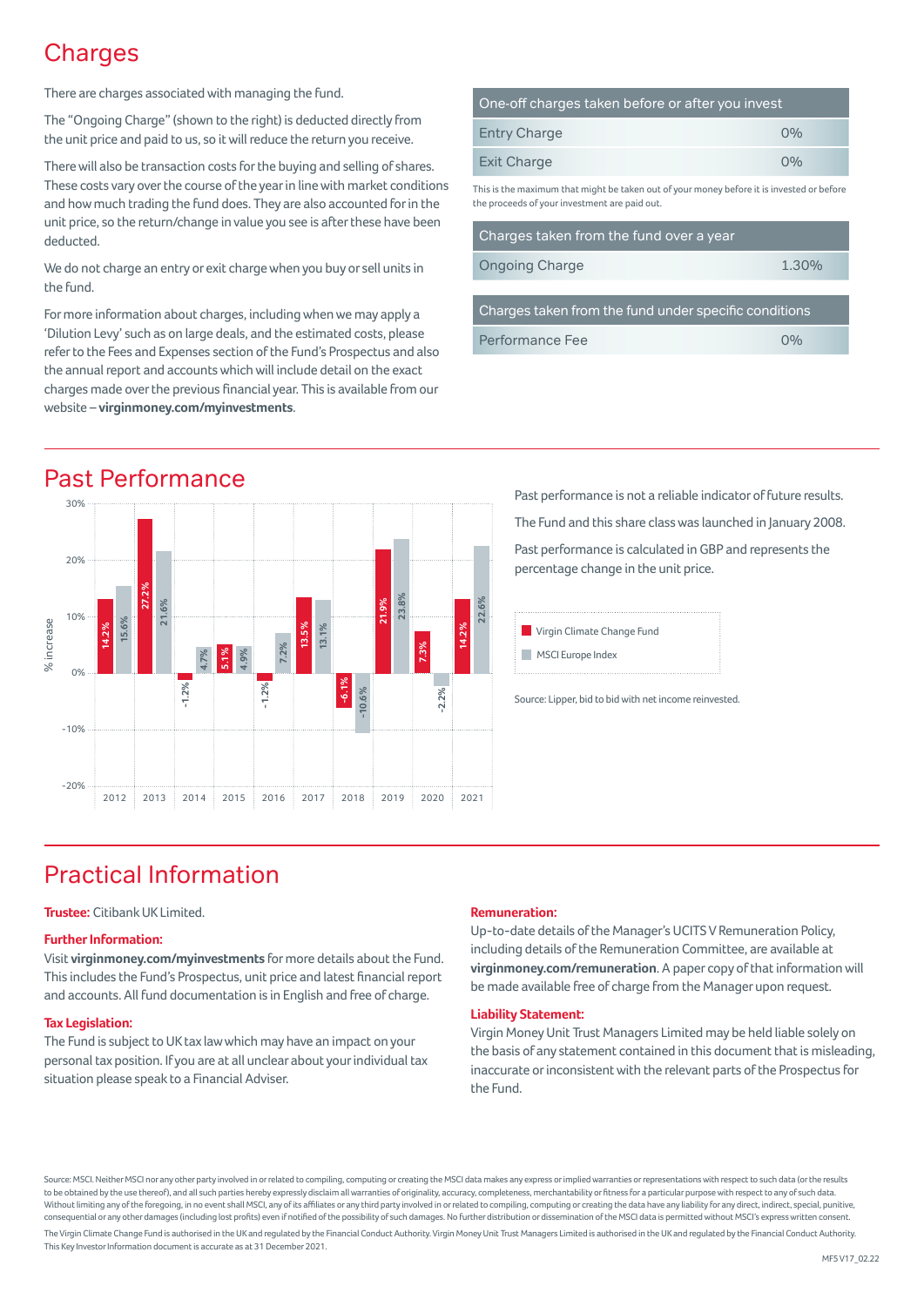# Charges

There are charges associated with managing the fund.

The "Ongoing Charge" (shown to the right) is deducted directly from the unit price and paid to us, so it will reduce the return you receive.

There will also be transaction costs for the buying and selling of shares. These costs vary over the course of the year in line with market conditions and how much trading the fund does. They are also accounted for in the unit price, so the return/change in value you see is after these have been deducted.

We do not charge an entry or exit charge when you buy or sell units in the fund.

For more information about charges, including when we may apply a 'Dilution Levy' such as on large deals, and the estimated costs, please refer to the Fees and Expenses section of the Fund's Prospectus and also the annual report and accounts which will include detail on the exact charges made over the previous financial year. This is available from our website – **virginmoney.com/myinvestments**.

| One-off charges taken before or after you invest | |
|---|---|
| Entry Charge | 0% |
| Exit Charge | 0% |

This is the maximum that might be taken out of your money before it is invested or before the proceeds of your investment are paid out.

| Charges taken from the fund over a year | |
|---|---|
| Ongoing Charge | 1.30% |

| Charges taken from the fund under specific conditions | |
|---|---|
| Performance Fee | 0% |

# Past Performance

30%
20%
10%
0%
-10%
-20%
% increase

2012: 14.2%, 15.6%
2013: 27.2%, 21.6%
2014: -1.2%, 4.7%
2015: 5.1%, 4.9%
2016: -1.2%, 7.2%
2017: 13.5%, 13.1%
2018: -6.1%, -10.6%
2019: 21.9%, 23.8%
2020: 7.3%, -2.2%
2021: 14.2%, 22.6%

Past performance is not a reliable indicator of future results.

The Fund and this share class was launched in January 2008.

Past performance is calculated in GBP and represents the percentage change in the unit price.

Virgin Climate Change Fund
MSCI Europe Index

Source: Lipper, bid to bid with net income reinvested.

# Practical Information

**Trustee:** Citibank UK Limited.

**Further Information:**
Visit **virginmoney.com/myinvestments** for more details about the Fund. This includes the Fund's Prospectus, unit price and latest financial report and accounts. All fund documentation is in English and free of charge.

**Tax Legislation:**
The Fund is subject to UK tax law which may have an impact on your personal tax position. If you are at all unclear about your individual tax situation please speak to a Financial Adviser.

**Remuneration:**
Up-to-date details of the Manager's UCITS V Remuneration Policy, including details of the Remuneration Committee, are available at **virginmoney.com/remuneration**. A paper copy of that information will be made available free of charge from the Manager upon request.

**Liability Statement:**
Virgin Money Unit Trust Managers Limited may be held liable solely on the basis of any statement contained in this document that is misleading, inaccurate or inconsistent with the relevant parts of the Prospectus for the Fund.

Source: MSCI. Neither MSCI nor any other party involved in or related to compiling, computing or creating the MSCI data makes any express or implied warranties or representations with respect to such data (or the results to be obtained by the use thereof), and all such parties hereby expressly disclaim all warranties of originality, accuracy, completeness, merchantability or fitness for a particular purpose with respect to any of such data. Without limiting any of the foregoing, in no event shall MSCI, any of its affiliates or any third party involved in or related to compiling, computing or creating the data have any liability for any direct, indirect, special, punitive, consequential or any other damages (including lost profits) even if notified of the possibility of such damages. No further distribution or dissemination of the MSCI data is permitted without MSCI's express written consent.

The Virgin Climate Change Fund is authorised in the UK and regulated by the Financial Conduct Authority. Virgin Money Unit Trust Managers Limited is authorised in the UK and regulated by the Financial Conduct Authority. This Key Investor Information document is accurate as at 31 December 2021.

MF5 V17_02.22